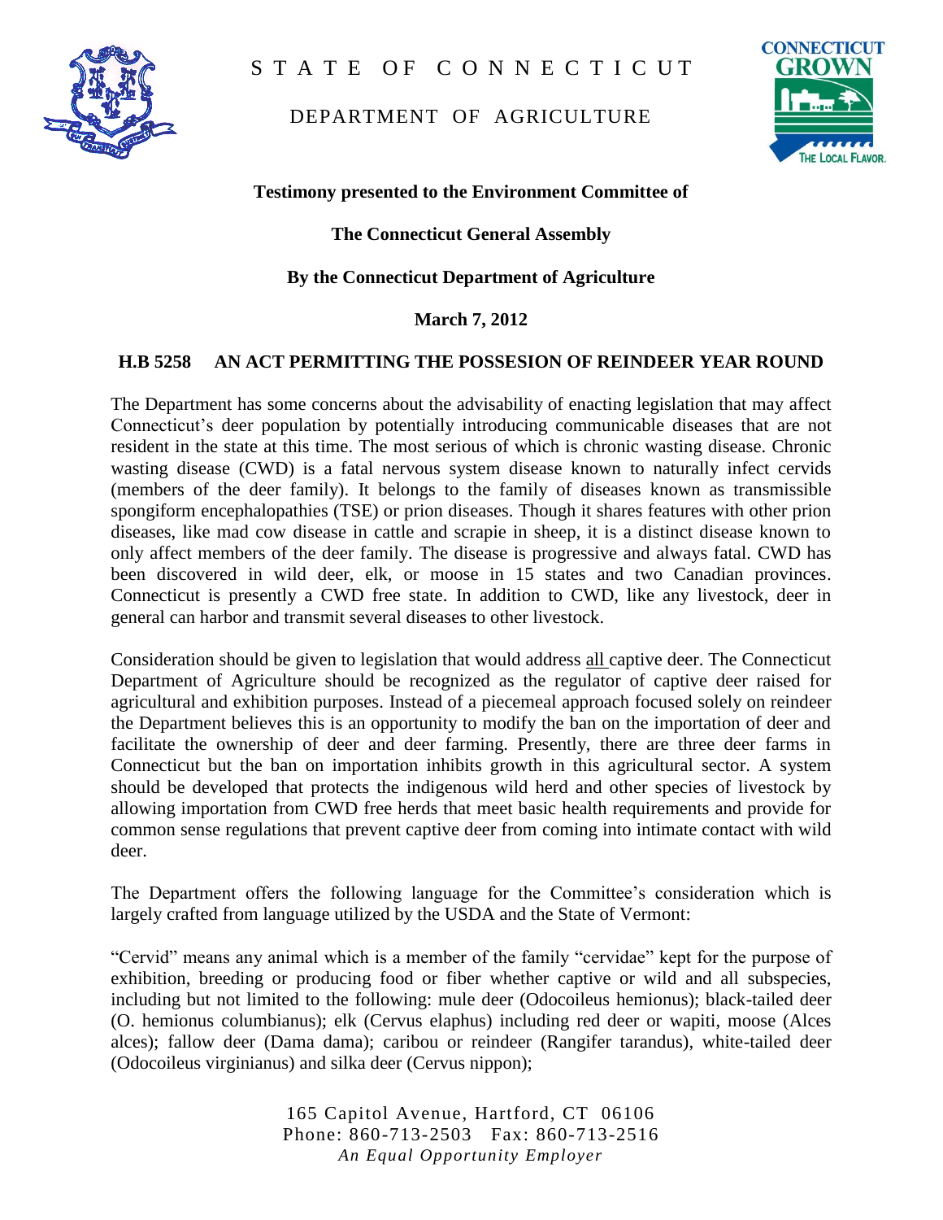# STATE OF CONNECTICUT

## DEPARTMENT OF AGRICULTURE

CONNECTICUT GROWN
THE LOCAL FLAVOR.

**Testimony presented to the Environment Committee of**

**The Connecticut General Assembly**

**By the Connecticut Department of Agriculture**

**March 7, 2012**

**H.B 5258 AN ACT PERMITTING THE POSSESION OF REINDEER YEAR ROUND**

The Department has some concerns about the advisability of enacting legislation that may affect Connecticut's deer population by potentially introducing communicable diseases that are not resident in the state at this time. The most serious of which is chronic wasting disease. Chronic wasting disease (CWD) is a fatal nervous system disease known to naturally infect cervids (members of the deer family). It belongs to the family of diseases known as transmissible spongiform encephalopathies (TSE) or prion diseases. Though it shares features with other prion diseases, like mad cow disease in cattle and scrapie in sheep, it is a distinct disease known to only affect members of the deer family. The disease is progressive and always fatal. CWD has been discovered in wild deer, elk, or moose in 15 states and two Canadian provinces. Connecticut is presently a CWD free state. In addition to CWD, like any livestock, deer in general can harbor and transmit several diseases to other livestock.

Consideration should be given to legislation that would address all captive deer. The Connecticut Department of Agriculture should be recognized as the regulator of captive deer raised for agricultural and exhibition purposes. Instead of a piecemeal approach focused solely on reindeer the Department believes this is an opportunity to modify the ban on the importation of deer and facilitate the ownership of deer and deer farming. Presently, there are three deer farms in Connecticut but the ban on importation inhibits growth in this agricultural sector. A system should be developed that protects the indigenous wild herd and other species of livestock by allowing importation from CWD free herds that meet basic health requirements and provide for common sense regulations that prevent captive deer from coming into intimate contact with wild deer.

The Department offers the following language for the Committee's consideration which is largely crafted from language utilized by the USDA and the State of Vermont:

"Cervid" means any animal which is a member of the family "cervidae" kept for the purpose of exhibition, breeding or producing food or fiber whether captive or wild and all subspecies, including but not limited to the following: mule deer (Odocoileus hemionus); black-tailed deer (O. hemionus columbianus); elk (Cervus elaphus) including red deer or wapiti, moose (Alces alces); fallow deer (Dama dama); caribou or reindeer (Rangifer tarandus), white-tailed deer (Odocoileus virginianus) and silka deer (Cervus nippon);

165 Capitol Avenue, Hartford, CT 06106
Phone: 860-713-2503 Fax: 860-713-2516
*An Equal Opportunity Employer*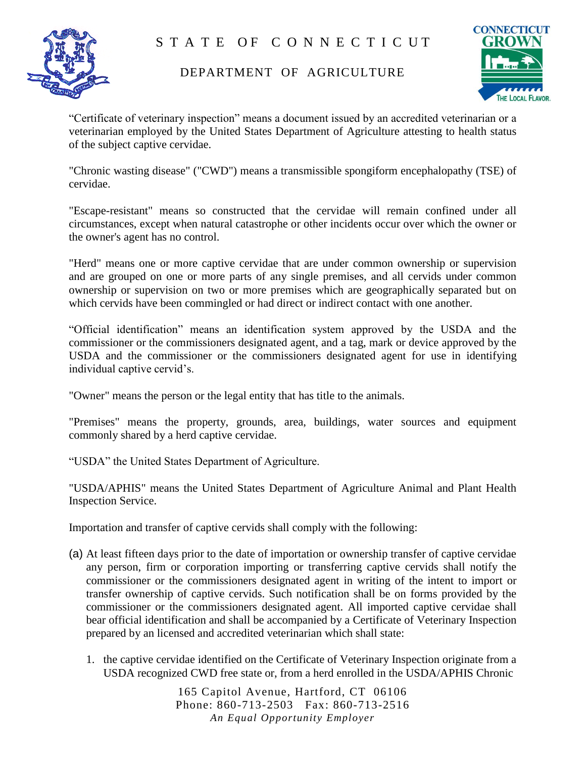"Certificate of veterinary inspection" means a document issued by an accredited veterinarian or a veterinarian employed by the United States Department of Agriculture attesting to health status of the subject captive cervidae.

"Chronic wasting disease" ("CWD") means a transmissible spongiform encephalopathy (TSE) of cervidae.

"Escape-resistant" means so constructed that the cervidae will remain confined under all circumstances, except when natural catastrophe or other incidents occur over which the owner or the owner's agent has no control.

"Herd" means one or more captive cervidae that are under common ownership or supervision and are grouped on one or more parts of any single premises, and all cervids under common ownership or supervision on two or more premises which are geographically separated but on which cervids have been commingled or had direct or indirect contact with one another.

"Official identification" means an identification system approved by the USDA and the commissioner or the commissioners designated agent, and a tag, mark or device approved by the USDA and the commissioner or the commissioners designated agent for use in identifying individual captive cervid's.

"Owner" means the person or the legal entity that has title to the animals.

"Premises" means the property, grounds, area, buildings, water sources and equipment commonly shared by a herd captive cervidae.

"USDA" the United States Department of Agriculture.

"USDA/APHIS" means the United States Department of Agriculture Animal and Plant Health Inspection Service.

Importation and transfer of captive cervids shall comply with the following:

(a) At least fifteen days prior to the date of importation or ownership transfer of captive cervidae any person, firm or corporation importing or transferring captive cervids shall notify the commissioner or the commissioners designated agent in writing of the intent to import or transfer ownership of captive cervids. Such notification shall be on forms provided by the commissioner or the commissioners designated agent. All imported captive cervidae shall bear official identification and shall be accompanied by a Certificate of Veterinary Inspection prepared by an licensed and accredited veterinarian which shall state:

1. the captive cervidae identified on the Certificate of Veterinary Inspection originate from a USDA recognized CWD free state or, from a herd enrolled in the USDA/APHIS Chronic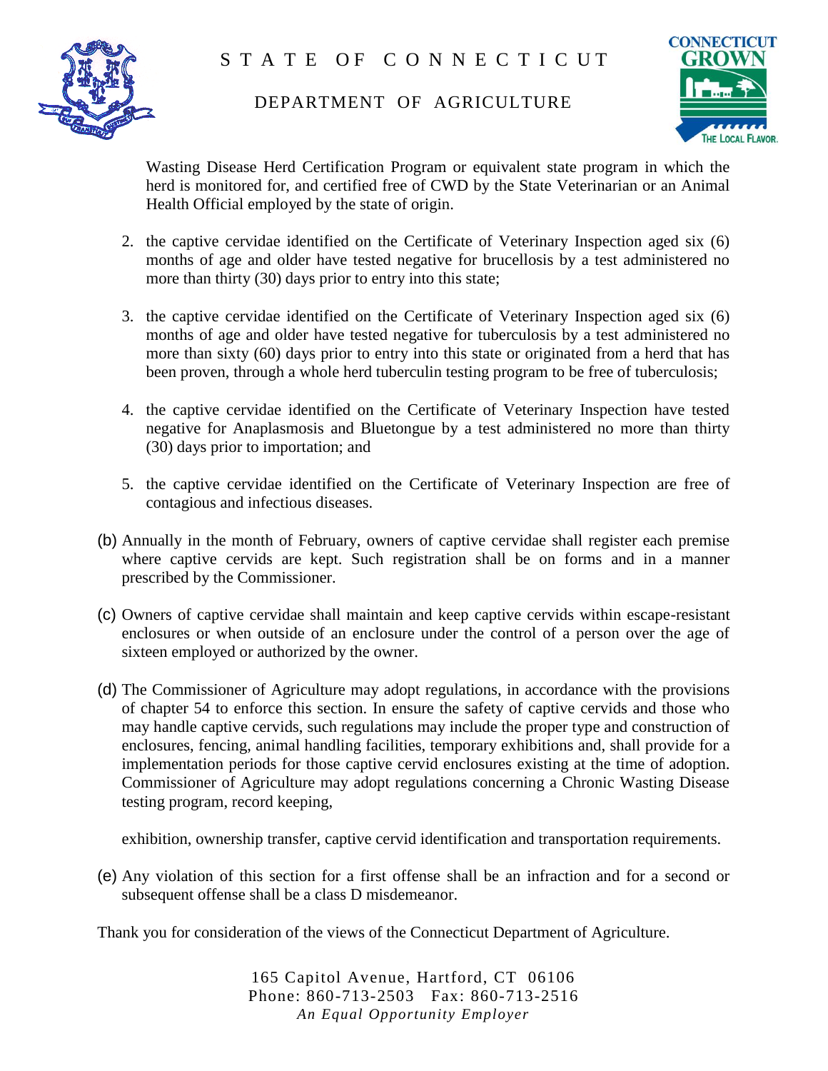Wasting Disease Herd Certification Program or equivalent state program in which the herd is monitored for, and certified free of CWD by the State Veterinarian or an Animal Health Official employed by the state of origin.

2. the captive cervidae identified on the Certificate of Veterinary Inspection aged six (6) months of age and older have tested negative for brucellosis by a test administered no more than thirty (30) days prior to entry into this state;

3. the captive cervidae identified on the Certificate of Veterinary Inspection aged six (6) months of age and older have tested negative for tuberculosis by a test administered no more than sixty (60) days prior to entry into this state or originated from a herd that has been proven, through a whole herd tuberculin testing program to be free of tuberculosis;

4. the captive cervidae identified on the Certificate of Veterinary Inspection have tested negative for Anaplasmosis and Bluetongue by a test administered no more than thirty (30) days prior to importation; and

5. the captive cervidae identified on the Certificate of Veterinary Inspection are free of contagious and infectious diseases.

(b) Annually in the month of February, owners of captive cervidae shall register each premise where captive cervids are kept. Such registration shall be on forms and in a manner prescribed by the Commissioner.

(c) Owners of captive cervidae shall maintain and keep captive cervids within escape-resistant enclosures or when outside of an enclosure under the control of a person over the age of sixteen employed or authorized by the owner.

(d) The Commissioner of Agriculture may adopt regulations, in accordance with the provisions of chapter 54 to enforce this section. In ensure the safety of captive cervids and those who may handle captive cervids, such regulations may include the proper type and construction of enclosures, fencing, animal handling facilities, temporary exhibitions and, shall provide for a implementation periods for those captive cervid enclosures existing at the time of adoption. Commissioner of Agriculture may adopt regulations concerning a Chronic Wasting Disease testing program, record keeping,

exhibition, ownership transfer, captive cervid identification and transportation requirements.

(e) Any violation of this section for a first offense shall be an infraction and for a second or subsequent offense shall be a class D misdemeanor.

Thank you for consideration of the views of the Connecticut Department of Agriculture.